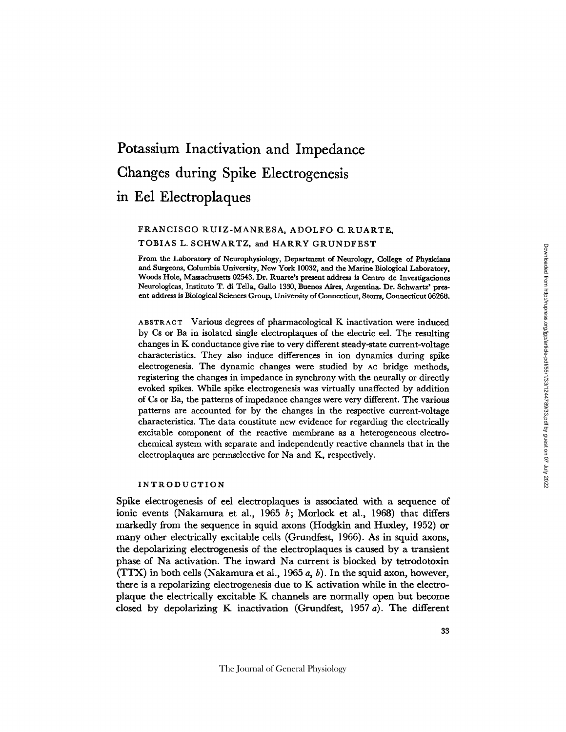# Potassium Inactivation and Impedance Changes during Spike Electrogenesis in Eel Electroplaques

FRANCISCO RUIZ-MANRESA, ADOLFO C. RUARTE, TOBIAS L. SCHWARTZ, and HARRY GRUNDFEST

From the Laboratory of Neurophysiology, Department of Neurology, College of Physicians and Surgeons, Columbia University, New York 10032, and the Marine Biological Laboratory, Woods Hole, Massachusetts 02543. Dr. Ruarte's present address is Centro de Investigaciones Neurologicas, Instituto T. di Tella, Gallo 1330, Buenos Aires, Argentina. Dr. Schwartz' present address is Biological Sciences Group, University of Connecticut, Storrs, Connecticut 06268.

ABSTRACT Various degrees of pharmacological K inactivation were induced by Cs or Ba in isolated single electroplaques of the electric eel. The resulting changes in K conductance give rise to very different steady-state current-voltage characteristics. They also induce differences in ion dynamics during spike electrogenesis. The dynamic changes were studied by AC bridge methods, registering the changes in impedance in synchrony with the neurally or directly evoked spikes. While spike electrogenesis was virtually unaffected by addition of Cs or Ba, the patterns of impedance changes were very different. The various patterns are accounted for by the changes in the respective current-voltage characteristics. The data constitute new evidence for regarding the electrically excitable component of the reactive membrane as a heterogeneous electrochemical system with separate and independently reactive channels that in the electroplaques are permselective for Na and K, respectively.

## INTRODUCTION

Spike electrogenesis of eel electroplaques is associated with a sequence of ionic events (Nakamura et al., 1965 *b*; Morlock et al., 1968) that differs markedly from the sequence in squid axons (Hodgkin and Huxley, 1952) or many other electrically excitable cells (Grundfest, 1966). As in squid axons, the depolarizing electrogenesis of the electroplaques is caused by a transient phase of Na activation. The inward Na current is blocked by tetrodotoxin (TTX) in both cells (Nakamura et al., 1965 *a*, *b*). In the squid axon, however, there is a repolarizing electrogenesis due to K activation while in the electroplaque the electrically excitable K channels are normally open but become closed by depolarizing K inactivation (Grundfest, 1957 *a*). The different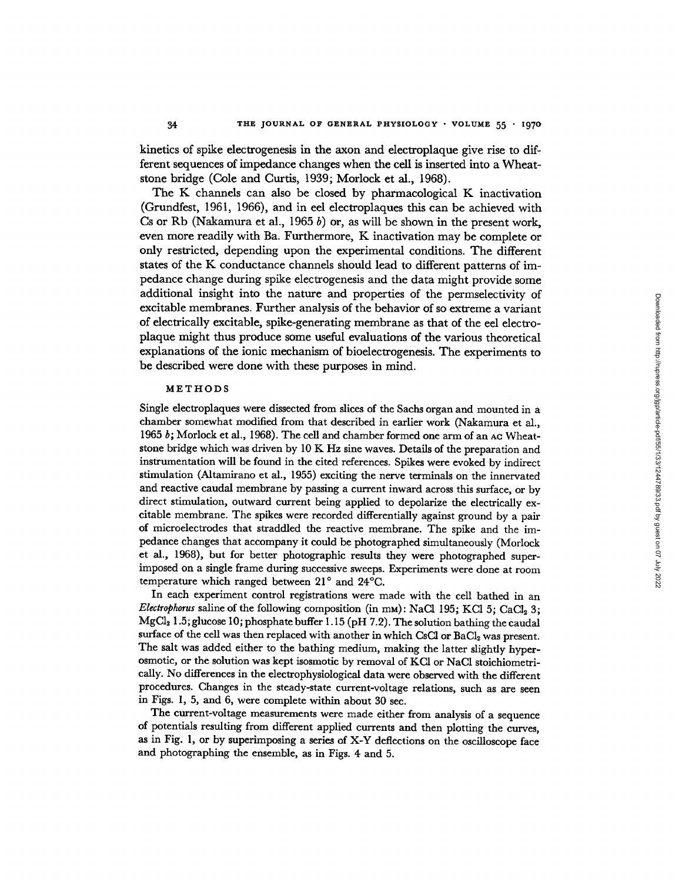kinetics of spike electrogenesis in the axon and electroplaque give rise to different sequences of impedance changes when the cell is inserted into a Wheatstone bridge (Cole and Curtis, 1939; Morlock et al., 1968).

The K channels can also be closed by pharmacological K inactivation (Grundfest, 1961, 1966), and in eel electroplaques this can be achieved with Cs or Rb (Nakamura et al., 1965 *b*) or, as will be shown in the present work, even more readily with Ba. Furthermore, K inactivation may be complete or only restricted, depending upon the experimental conditions. The different states of the K conductance channels should lead to different patterns of impedance change during spike electrogenesis and the data might provide some additional insight into the nature and properties of the permselectivity of excitable membranes. Further analysis of the behavior of so extreme a variant of electrically excitable, spike-generating membrane as that of the eel electroplaque might thus produce some useful evaluations of the various theoretical explanations of the ionic mechanism of bioelectrogenesis. The experiments to be described were done with these purposes in mind.

## METHODS

Single electroplaques were dissected from slices of the Sachs organ and mounted in a chamber somewhat modified from that described in earlier work (Nakamura et al., 1965 *b*; Morlock et al., 1968). The cell and chamber formed one arm of an AC Wheatstone bridge which was driven by 10 K Hz sine waves. Details of the preparation and instrumentation will be found in the cited references. Spikes were evoked by indirect stimulation (Altamirano et al., 1955) exciting the nerve terminals on the innervated and reactive caudal membrane by passing a current inward across this surface, or by direct stimulation, outward current being applied to depolarize the electrically excitable membrane. The spikes were recorded differentially against ground by a pair of microelectrodes that straddled the reactive membrane. The spike and the impedance changes that accompany it could be photographed simultaneously (Morlock et al., 1968), but for better photographic results they were photographed superimposed on a single frame during successive sweeps. Experiments were done at room temperature which ranged between 21° and 24°C.

In each experiment control registrations were made with the cell bathed in an *Electrophorus* saline of the following composition (in mM): NaCl 195; KCl 5; $CaCl_2$ 3; $MgCl_2$ 1.5; glucose 10; phosphate buffer 1.15 (pH 7.2). The solution bathing the caudal surface of the cell was then replaced with another in which CsCl or $BaCl_2$ was present. The salt was added either to the bathing medium, making the latter slightly hyperosmotic, or the solution was kept isosmotic by removal of KCl or NaCl stoichiometrically. No differences in the electrophysiological data were observed with the different procedures. Changes in the steady-state current-voltage relations, such as are seen in Figs. 1, 5, and 6, were complete within about 30 sec.

The current-voltage measurements were made either from analysis of a sequence of potentials resulting from different applied currents and then plotting the curves, as in Fig. 1, or by superimposing a series of X-Y deflections on the oscilloscope face and photographing the ensemble, as in Figs. 4 and 5.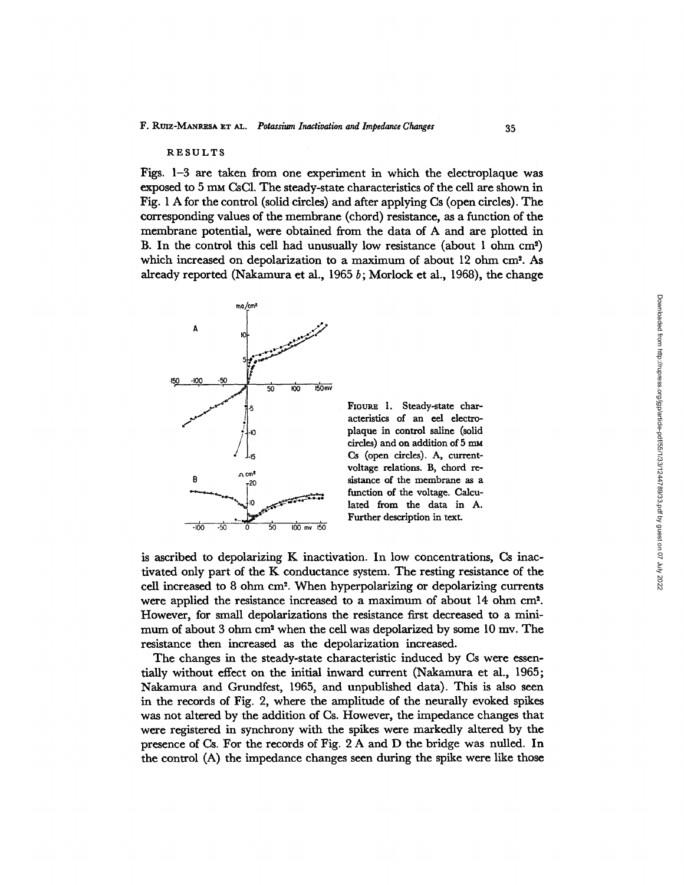## RESULTS

Figs. 1–3 are taken from one experiment in which the electroplaque was exposed to 5 mM CsCl. The steady-state characteristics of the cell are shown in Fig. 1 A for the control (solid circles) and after applying Cs (open circles). The corresponding values of the membrane (chord) resistance, as a function of the membrane potential, were obtained from the data of A and are plotted in B. In the control this cell had unusually low resistance (about 1 ohm cm$^2$) which increased on depolarization to a maximum of about 12 ohm cm$^2$. As already reported (Nakamura et al., 1965 *b*; Morlock et al., 1968), the change

A

ma/cm²

10

5

-150 -100 -50

50 100 150mv

-5

-10

-15

B

Ω cm²

20

10

-100 -50 0 50 100 mv 150

FIGURE 1. Steady-state characteristics of an eel electroplaque in control saline (solid circles) and on addition of 5 mM Cs (open circles). A, current-voltage relations. B, chord resistance of the membrane as a function of the voltage. Calculated from the data in A. Further description in text.

is ascribed to depolarizing K inactivation. In low concentrations, Cs inactivated only part of the K conductance system. The resting resistance of the cell increased to 8 ohm cm$^2$. When hyperpolarizing or depolarizing currents were applied the resistance increased to a maximum of about 14 ohm cm$^2$. However, for small depolarizations the resistance first decreased to a minimum of about 3 ohm cm$^2$ when the cell was depolarized by some 10 mv. The resistance then increased as the depolarization increased.

The changes in the steady-state characteristic induced by Cs were essentially without effect on the initial inward current (Nakamura et al., 1965; Nakamura and Grundfest, 1965, and unpublished data). This is also seen in the records of Fig. 2, where the amplitude of the neurally evoked spikes was not altered by the addition of Cs. However, the impedance changes that were registered in synchrony with the spikes were markedly altered by the presence of Cs. For the records of Fig. 2 A and D the bridge was nulled. In the control (A) the impedance changes seen during the spike were like those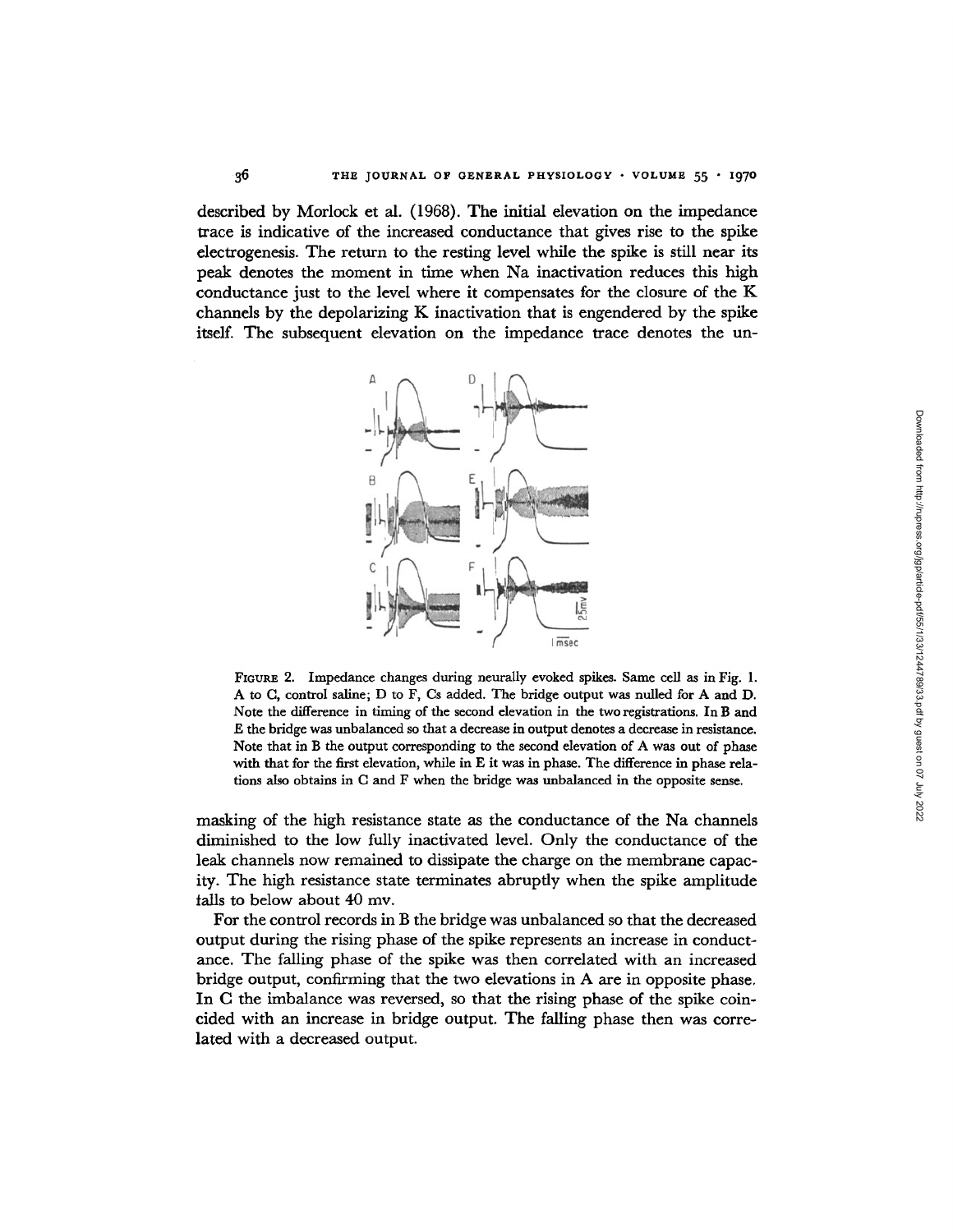described by Morlock et al. (1968). The initial elevation on the impedance trace is indicative of the increased conductance that gives rise to the spike electrogenesis. The return to the resting level while the spike is still near its peak denotes the moment in time when Na inactivation reduces this high conductance just to the level where it compensates for the closure of the K channels by the depolarizing K inactivation that is engendered by the spike itself. The subsequent elevation on the impedance trace denotes the unmasking of the high resistance state as the conductance of the Na channels diminished to the low fully inactivated level. Only the conductance of the leak channels now remained to dissipate the charge on the membrane capacity. The high resistance state terminates abruptly when the spike amplitude falls to below about 40 mv.

FIGURE 2. Impedance changes during neurally evoked spikes. Same cell as in Fig. 1. A to C, control saline; D to F, Cs added. The bridge output was nulled for A and D. Note the difference in timing of the second elevation in the two registrations. In B and E the bridge was unbalanced so that a decrease in output denotes a decrease in resistance. Note that in B the output corresponding to the second elevation of A was out of phase with that for the first elevation, while in E it was in phase. The difference in phase relations also obtains in C and F when the bridge was unbalanced in the opposite sense.

For the control records in B the bridge was unbalanced so that the decreased output during the rising phase of the spike represents an increase in conductance. The falling phase of the spike was then correlated with an increased bridge output, confirming that the two elevations in A are in opposite phase. In C the imbalance was reversed, so that the rising phase of the spike coincided with an increase in bridge output. The falling phase then was correlated with a decreased output.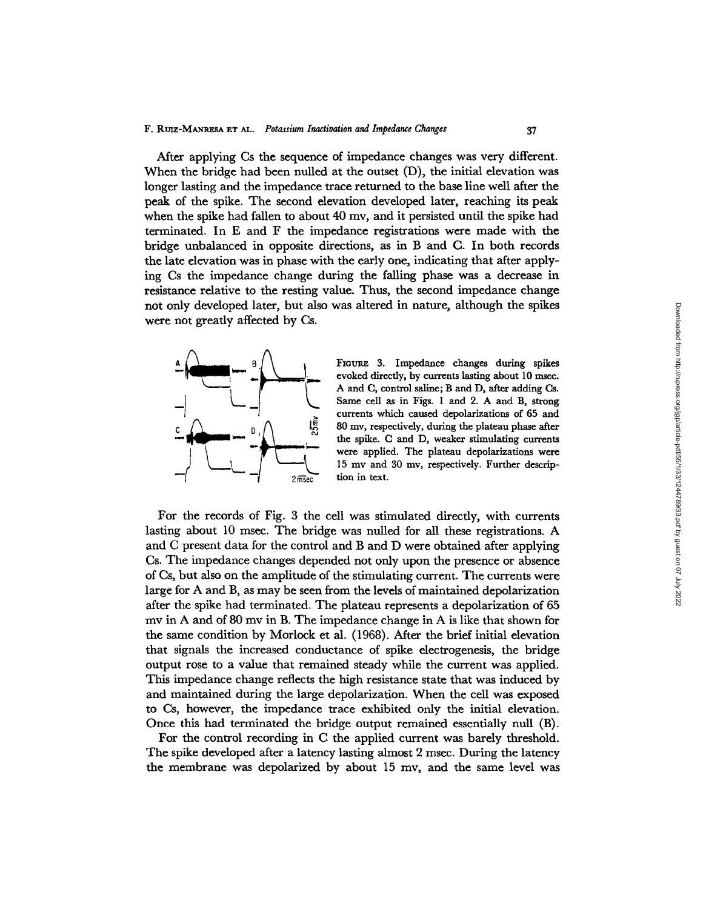After applying Cs the sequence of impedance changes was very different. When the bridge had been nulled at the outset (D), the initial elevation was longer lasting and the impedance trace returned to the base line well after the peak of the spike. The second elevation developed later, reaching its peak when the spike had fallen to about 40 mv, and it persisted until the spike had terminated. In E and F the impedance registrations were made with the bridge unbalanced in opposite directions, as in B and C. In both records the late elevation was in phase with the early one, indicating that after applying Cs the impedance change during the falling phase was a decrease in resistance relative to the resting value. Thus, the second impedance change not only developed later, but also was altered in nature, although the spikes were not greatly affected by Cs.

A B C D

25 mv

2 msec

FIGURE 3. Impedance changes during spikes evoked directly, by currents lasting about 10 msec. A and C, control saline; B and D, after adding Cs. Same cell as in Figs. 1 and 2. A and B, strong currents which caused depolarizations of 65 and 80 mv, respectively, during the plateau phase after the spike. C and D, weaker stimulating currents were applied. The plateau depolarizations were 15 mv and 30 mv, respectively. Further description in text.

For the records of Fig. 3 the cell was stimulated directly, with currents lasting about 10 msec. The bridge was nulled for all these registrations. A and C present data for the control and B and D were obtained after applying Cs. The impedance changes depended not only upon the presence or absence of Cs, but also on the amplitude of the stimulating current. The currents were large for A and B, as may be seen from the levels of maintained depolarization after the spike had terminated. The plateau represents a depolarization of 65 mv in A and of 80 mv in B. The impedance change in A is like that shown for the same condition by Morlock et al. (1968). After the brief initial elevation that signals the increased conductance of spike electrogenesis, the bridge output rose to a value that remained steady while the current was applied. This impedance change reflects the high resistance state that was induced by and maintained during the large depolarization. When the cell was exposed to Cs, however, the impedance trace exhibited only the initial elevation. Once this had terminated the bridge output remained essentially null (B).

For the control recording in C the applied current was barely threshold. The spike developed after a latency lasting almost 2 msec. During the latency the membrane was depolarized by about 15 mv, and the same level was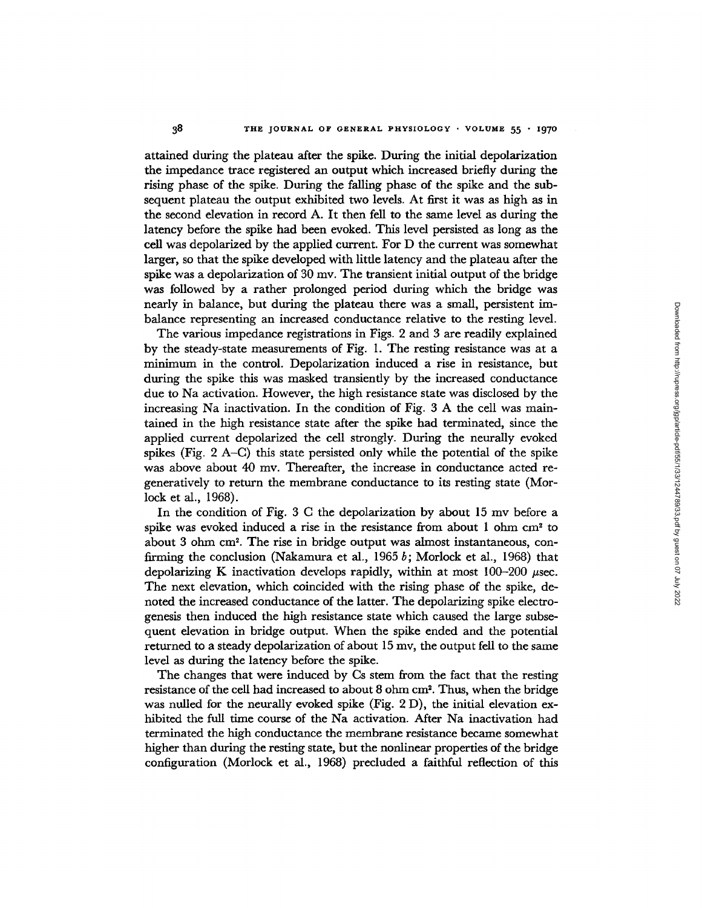attained during the plateau after the spike. During the initial depolarization the impedance trace registered an output which increased briefly during the rising phase of the spike. During the falling phase of the spike and the subsequent plateau the output exhibited two levels. At first it was as high as in the second elevation in record A. It then fell to the same level as during the latency before the spike had been evoked. This level persisted as long as the cell was depolarized by the applied current. For D the current was somewhat larger, so that the spike developed with little latency and the plateau after the spike was a depolarization of 30 mv. The transient initial output of the bridge was followed by a rather prolonged period during which the bridge was nearly in balance, but during the plateau there was a small, persistent imbalance representing an increased conductance relative to the resting level.

The various impedance registrations in Figs. 2 and 3 are readily explained by the steady-state measurements of Fig. 1. The resting resistance was at a minimum in the control. Depolarization induced a rise in resistance, but during the spike this was masked transiently by the increased conductance due to Na activation. However, the high resistance state was disclosed by the increasing Na inactivation. In the condition of Fig. 3 A the cell was maintained in the high resistance state after the spike had terminated, since the applied current depolarized the cell strongly. During the neurally evoked spikes (Fig. 2 A–C) this state persisted only while the potential of the spike was above about 40 mv. Thereafter, the increase in conductance acted regeneratively to return the membrane conductance to its resting state (Morlock et al., 1968).

In the condition of Fig. 3 C the depolarization by about 15 mv before a spike was evoked induced a rise in the resistance from about 1 ohm $cm^2$ to about 3 ohm $cm^2$. The rise in bridge output was almost instantaneous, confirming the conclusion (Nakamura et al., 1965 *b*; Morlock et al., 1968) that depolarizing K inactivation develops rapidly, within at most 100–200 $\mu$sec. The next elevation, which coincided with the rising phase of the spike, denoted the increased conductance of the latter. The depolarizing spike electrogenesis then induced the high resistance state which caused the large subsequent elevation in bridge output. When the spike ended and the potential returned to a steady depolarization of about 15 mv, the output fell to the same level as during the latency before the spike.

The changes that were induced by Cs stem from the fact that the resting resistance of the cell had increased to about 8 ohm $cm^2$. Thus, when the bridge was nulled for the neurally evoked spike (Fig. 2 D), the initial elevation exhibited the full time course of the Na activation. After Na inactivation had terminated the high conductance the membrane resistance became somewhat higher than during the resting state, but the nonlinear properties of the bridge configuration (Morlock et al., 1968) precluded a faithful reflection of this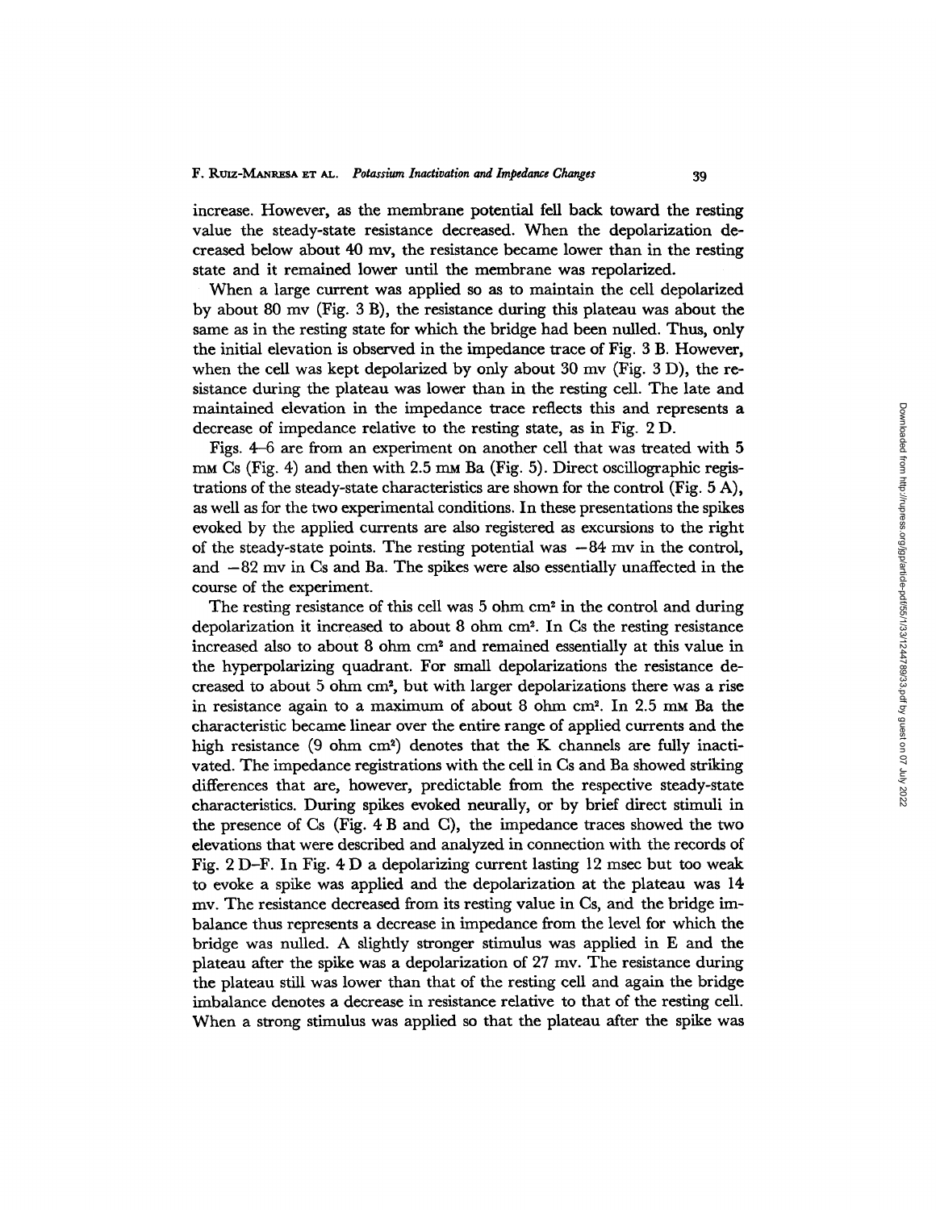increase. However, as the membrane potential fell back toward the resting value the steady-state resistance decreased. When the depolarization decreased below about 40 mv, the resistance became lower than in the resting state and it remained lower until the membrane was repolarized.

When a large current was applied so as to maintain the cell depolarized by about 80 mv (Fig. 3 B), the resistance during this plateau was about the same as in the resting state for which the bridge had been nulled. Thus, only the initial elevation is observed in the impedance trace of Fig. 3 B. However, when the cell was kept depolarized by only about 30 mv (Fig. 3 D), the resistance during the plateau was lower than in the resting cell. The late and maintained elevation in the impedance trace reflects this and represents a decrease of impedance relative to the resting state, as in Fig. 2 D.

Figs. 4–6 are from an experiment on another cell that was treated with 5 mM Cs (Fig. 4) and then with 2.5 mM Ba (Fig. 5). Direct oscillographic registrations of the steady-state characteristics are shown for the control (Fig. 5 A), as well as for the two experimental conditions. In these presentations the spikes evoked by the applied currents are also registered as excursions to the right of the steady-state points. The resting potential was $-84$ mv in the control, and $-82$ mv in Cs and Ba. The spikes were also essentially unaffected in the course of the experiment.

The resting resistance of this cell was 5 ohm $cm^2$ in the control and during depolarization it increased to about 8 ohm $cm^2$. In Cs the resting resistance increased also to about 8 ohm $cm^2$ and remained essentially at this value in the hyperpolarizing quadrant. For small depolarizations the resistance decreased to about 5 ohm $cm^2$, but with larger depolarizations there was a rise in resistance again to a maximum of about 8 ohm $cm^2$. In 2.5 mM Ba the characteristic became linear over the entire range of applied currents and the high resistance (9 ohm $cm^2$) denotes that the K channels are fully inactivated. The impedance registrations with the cell in Cs and Ba showed striking differences that are, however, predictable from the respective steady-state characteristics. During spikes evoked neurally, or by brief direct stimuli in the presence of Cs (Fig. 4 B and C), the impedance traces showed the two elevations that were described and analyzed in connection with the records of Fig. 2 D–F. In Fig. 4 D a depolarizing current lasting 12 msec but too weak to evoke a spike was applied and the depolarization at the plateau was 14 mv. The resistance decreased from its resting value in Cs, and the bridge imbalance thus represents a decrease in impedance from the level for which the bridge was nulled. A slightly stronger stimulus was applied in E and the plateau after the spike was a depolarization of 27 mv. The resistance during the plateau still was lower than that of the resting cell and again the bridge imbalance denotes a decrease in resistance relative to that of the resting cell. When a strong stimulus was applied so that the plateau after the spike was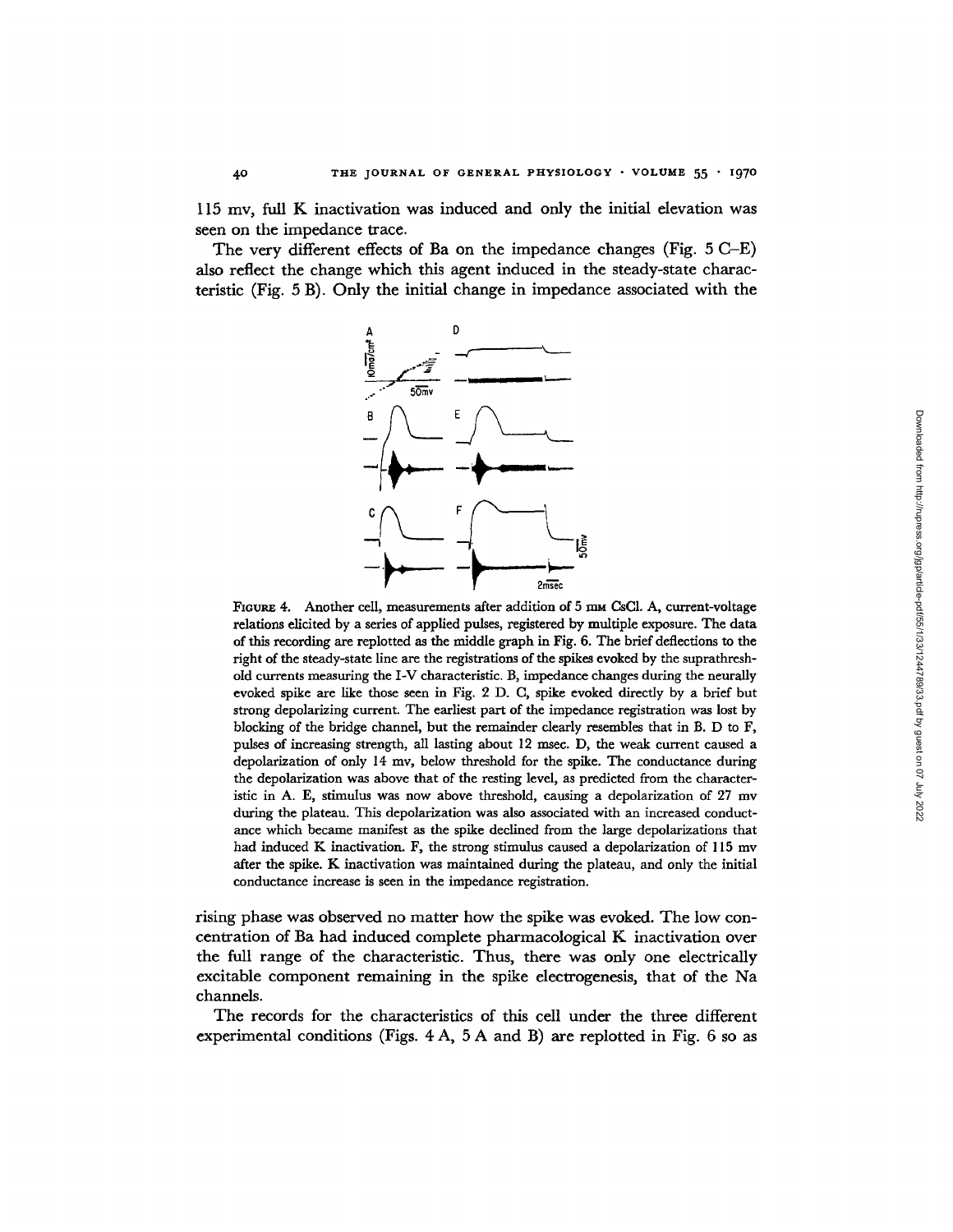115 mv, full K inactivation was induced and only the initial elevation was seen on the impedance trace.

The very different effects of Ba on the impedance changes (Fig. 5 C–E) also reflect the change which this agent induced in the steady-state characteristic (Fig. 5 B). Only the initial change in impedance associated with the

A

10 mmo/cm²

50 mv

B

C

D

E

F

50 mv

2 msec

FIGURE 4. Another cell, measurements after addition of 5 mM CsCl. A, current-voltage relations elicited by a series of applied pulses, registered by multiple exposure. The data of this recording are replotted as the middle graph in Fig. 6. The brief deflections to the right of the steady-state line are the registrations of the spikes evoked by the suprathreshold currents measuring the I-V characteristic. B, impedance changes during the neurally evoked spike are like those seen in Fig. 2 D. C, spike evoked directly by a brief but strong depolarizing current. The earliest part of the impedance registration was lost by blocking of the bridge channel, but the remainder clearly resembles that in B. D to F, pulses of increasing strength, all lasting about 12 msec. D, the weak current caused a depolarization of only 14 mv, below threshold for the spike. The conductance during the depolarization was above that of the resting level, as predicted from the characteristic in A. E, stimulus was now above threshold, causing a depolarization of 27 mv during the plateau. This depolarization was also associated with an increased conductance which became manifest as the spike declined from the large depolarizations that had induced K inactivation. F, the strong stimulus caused a depolarization of 115 mv after the spike. K inactivation was maintained during the plateau, and only the initial conductance increase is seen in the impedance registration.

rising phase was observed no matter how the spike was evoked. The low concentration of Ba had induced complete pharmacological K inactivation over the full range of the characteristic. Thus, there was only one electrically excitable component remaining in the spike electrogenesis, that of the Na channels.

The records for the characteristics of this cell under the three different experimental conditions (Figs. 4 A, 5 A and B) are replotted in Fig. 6 so as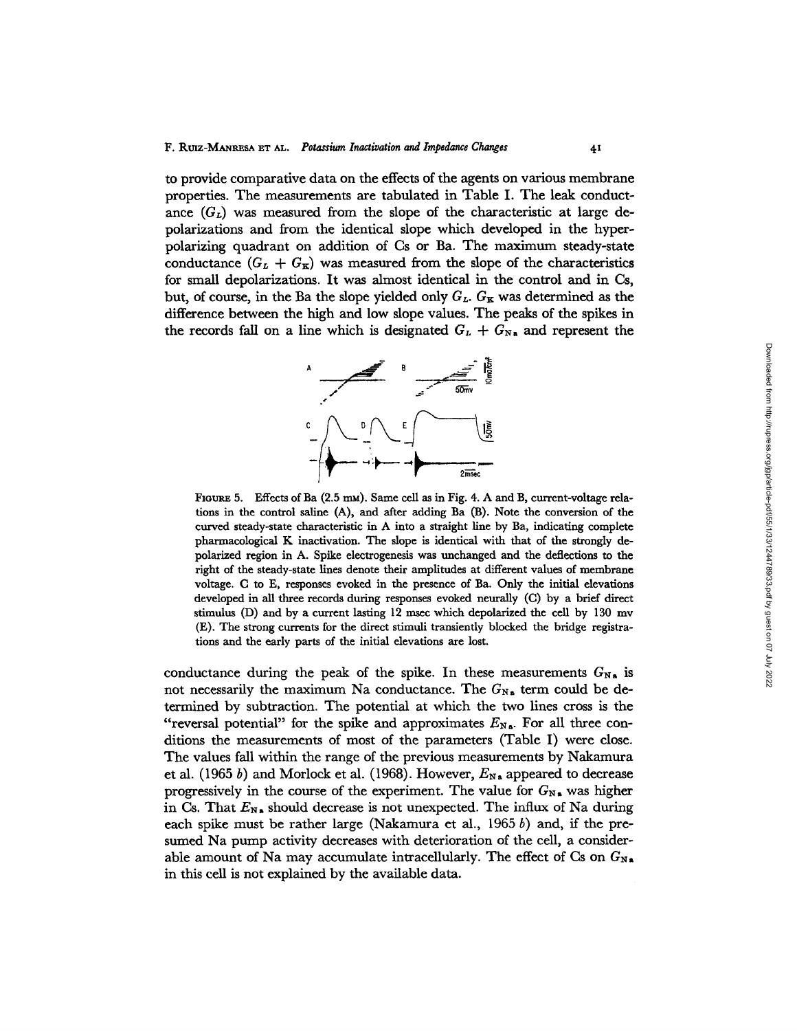to provide comparative data on the effects of the agents on various membrane properties. The measurements are tabulated in Table I. The leak conductance ($G_L$) was measured from the slope of the characteristic at large depolarizations and from the identical slope which developed in the hyperpolarizing quadrant on addition of Cs or Ba. The maximum steady-state conductance ($G_L + G_K$) was measured from the slope of the characteristics for small depolarizations. It was almost identical in the control and in Cs, but, of course, in the Ba the slope yielded only $G_L$. $G_K$ was determined as the difference between the high and low slope values. The peaks of the spikes in the records fall on a line which is designated $G_L + G_{Na}$ and represent the

A
B
10mμa
50mv
C
D
E
50mv
2msec

FIGURE 5. Effects of Ba (2.5 mM). Same cell as in Fig. 4. A and B, current-voltage relations in the control saline (A), and after adding Ba (B). Note the conversion of the curved steady-state characteristic in A into a straight line by Ba, indicating complete pharmacological K inactivation. The slope is identical with that of the strongly depolarized region in A. Spike electrogenesis was unchanged and the deflections to the right of the steady-state lines denote their amplitudes at different values of membrane voltage. C to E, responses evoked in the presence of Ba. Only the initial elevations developed in all three records during responses evoked neurally (C) by a brief direct stimulus (D) and by a current lasting 12 msec which depolarized the cell by 130 mv (E). The strong currents for the direct stimuli transiently blocked the bridge registrations and the early parts of the initial elevations are lost.

conductance during the peak of the spike. In these measurements $G_{Na}$ is not necessarily the maximum Na conductance. The $G_{Na}$ term could be determined by subtraction. The potential at which the two lines cross is the "reversal potential" for the spike and approximates $E_{Na}$. For all three conditions the measurements of most of the parameters (Table I) were close. The values fall within the range of the previous measurements by Nakamura et al. (1965 *b*) and Morlock et al. (1968). However, $E_{Na}$ appeared to decrease progressively in the course of the experiment. The value for $G_{Na}$ was higher in Cs. That $E_{Na}$ should decrease is not unexpected. The influx of Na during each spike must be rather large (Nakamura et al., 1965 *b*) and, if the presumed Na pump activity decreases with deterioration of the cell, a considerable amount of Na may accumulate intracellularly. The effect of Cs on $G_{Na}$ in this cell is not explained by the available data.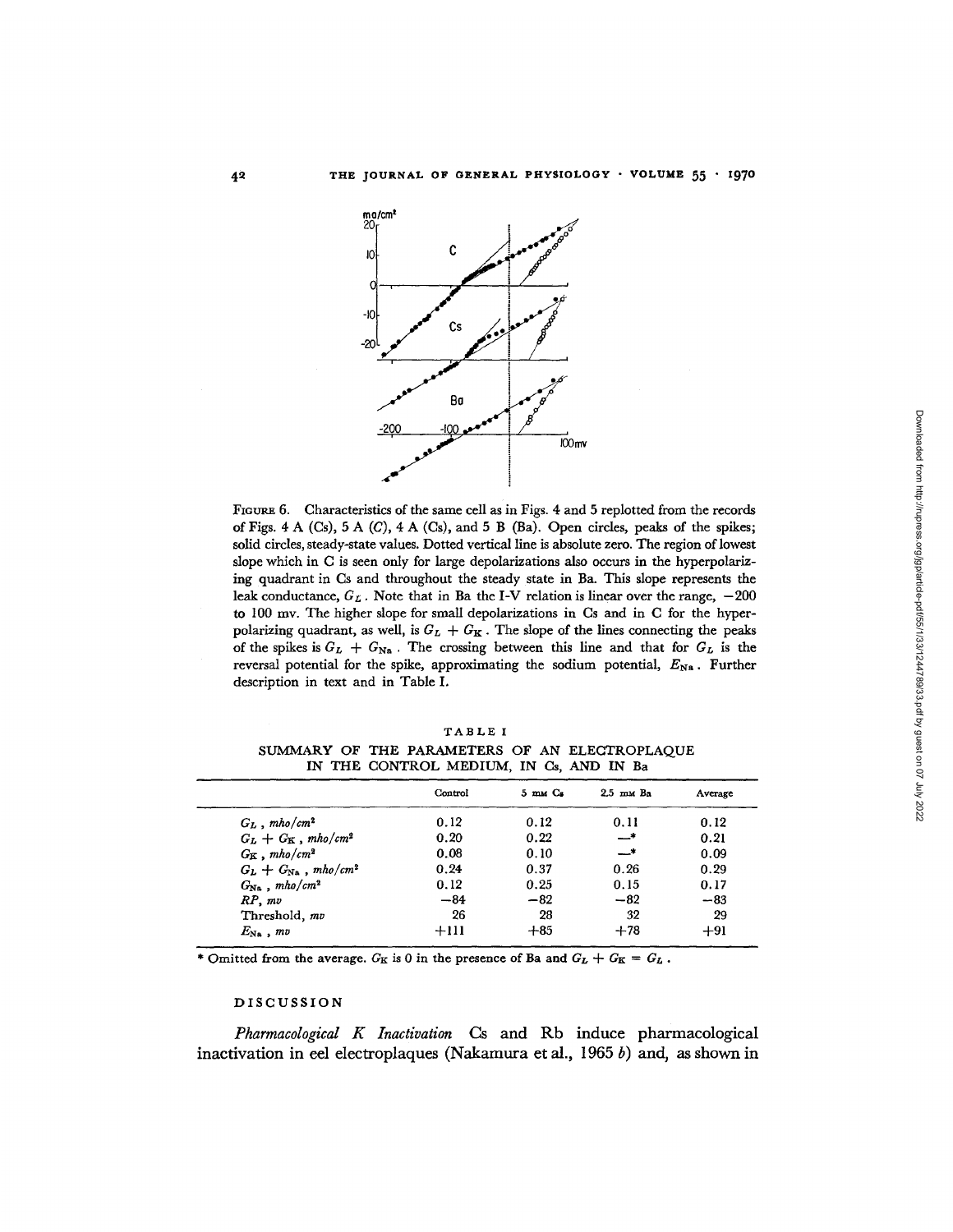ma/cm²

20

10

0

-10

-20

C

Cs

Ba

-200

-100

100mv

FIGURE 6. Characteristics of the same cell as in Figs. 4 and 5 replotted from the records of Figs. 4 A (Cs), 5 A (*C*), 4 A (Cs), and 5 B (Ba). Open circles, peaks of the spikes; solid circles, steady-state values. Dotted vertical line is absolute zero. The region of lowest slope which in C is seen only for large depolarizations also occurs in the hyperpolarizing quadrant in Cs and throughout the steady state in Ba. This slope represents the leak conductance, $G_L$. Note that in Ba the I-V relation is linear over the range, $-200$ to 100 mv. The higher slope for small depolarizations in Cs and in C for the hyperpolarizing quadrant, as well, is $G_L + G_K$. The slope of the lines connecting the peaks of the spikes is $G_L + G_{Na}$. The crossing between this line and that for $G_L$ is the reversal potential for the spike, approximating the sodium potential, $E_{Na}$. Further description in text and in Table I.

TABLE I

SUMMARY OF THE PARAMETERS OF AN ELECTROPLAQUE IN THE CONTROL MEDIUM, IN Cs, AND IN Ba

| | Control | 5 mM Cs | 2.5 mM Ba | Average |
|---|---|---|---|---|
| $G_L$, *mho/cm²* | 0.12 | 0.12 | 0.11 | 0.12 |
| $G_L + G_K$, *mho/cm²* | 0.20 | 0.22 | —* | 0.21 |
| $G_K$, *mho/cm²* | 0.08 | 0.10 | —* | 0.09 |
| $G_L + G_{Na}$, *mho/cm²* | 0.24 | 0.37 | 0.26 | 0.29 |
| $G_{Na}$, *mho/cm²* | 0.12 | 0.25 | 0.15 | 0.17 |
| *RP, mv* | −84 | −82 | −82 | −83 |
| Threshold, *mv* | 26 | 28 | 32 | 29 |
| $E_{Na}$, *mv* | +111 | +85 | +78 | +91 |

* Omitted from the average. $G_K$ is 0 in the presence of Ba and $G_L + G_K = G_L$.

## DISCUSSION

*Pharmacological K Inactivation* Cs and Rb induce pharmacological inactivation in eel electroplaques (Nakamura et al., 1965 *b*) and, as shown in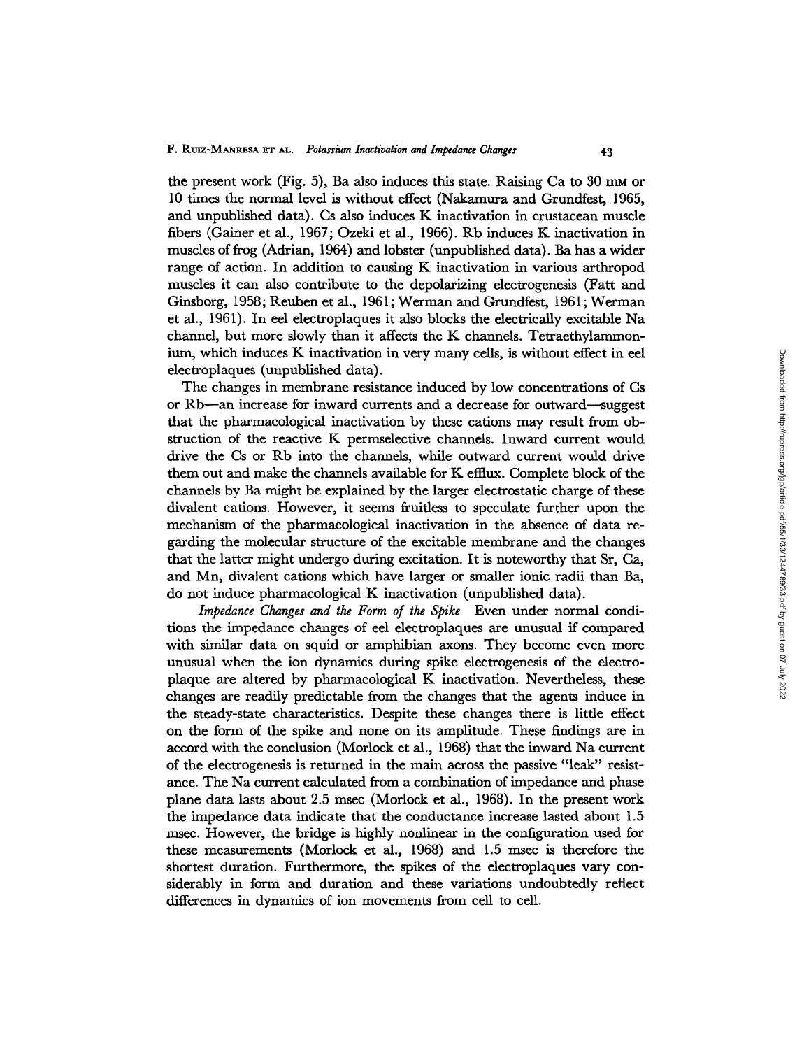the present work (Fig. 5), Ba also induces this state. Raising Ca to 30 mM or 10 times the normal level is without effect (Nakamura and Grundfest, 1965, and unpublished data). Cs also induces K inactivation in crustacean muscle fibers (Gainer et al., 1967; Ozeki et al., 1966). Rb induces K inactivation in muscles of frog (Adrian, 1964) and lobster (unpublished data). Ba has a wider range of action. In addition to causing K inactivation in various arthropod muscles it can also contribute to the depolarizing electrogenesis (Fatt and Ginsborg, 1958; Reuben et al., 1961; Werman and Grundfest, 1961; Werman et al., 1961). In eel electroplaques it also blocks the electrically excitable Na channel, but more slowly than it affects the K channels. Tetraethylammonium, which induces K inactivation in very many cells, is without effect in eel electroplaques (unpublished data).

The changes in membrane resistance induced by low concentrations of Cs or Rb—an increase for inward currents and a decrease for outward—suggest that the pharmacological inactivation by these cations may result from obstruction of the reactive K permselective channels. Inward current would drive the Cs or Rb into the channels, while outward current would drive them out and make the channels available for K efflux. Complete block of the channels by Ba might be explained by the larger electrostatic charge of these divalent cations. However, it seems fruitless to speculate further upon the mechanism of the pharmacological inactivation in the absence of data regarding the molecular structure of the excitable membrane and the changes that the latter might undergo during excitation. It is noteworthy that Sr, Ca, and Mn, divalent cations which have larger or smaller ionic radii than Ba, do not induce pharmacological K inactivation (unpublished data).

*Impedance Changes and the Form of the Spike* Even under normal conditions the impedance changes of eel electroplaques are unusual if compared with similar data on squid or amphibian axons. They become even more unusual when the ion dynamics during spike electrogenesis of the electroplaque are altered by pharmacological K inactivation. Nevertheless, these changes are readily predictable from the changes that the agents induce in the steady-state characteristics. Despite these changes there is little effect on the form of the spike and none on its amplitude. These findings are in accord with the conclusion (Morlock et al., 1968) that the inward Na current of the electrogenesis is returned in the main across the passive "leak" resistance. The Na current calculated from a combination of impedance and phase plane data lasts about 2.5 msec (Morlock et al., 1968). In the present work the impedance data indicate that the conductance increase lasted about 1.5 msec. However, the bridge is highly nonlinear in the configuration used for these measurements (Morlock et al., 1968) and 1.5 msec is therefore the shortest duration. Furthermore, the spikes of the electroplaques vary considerably in form and duration and these variations undoubtedly reflect differences in dynamics of ion movements from cell to cell.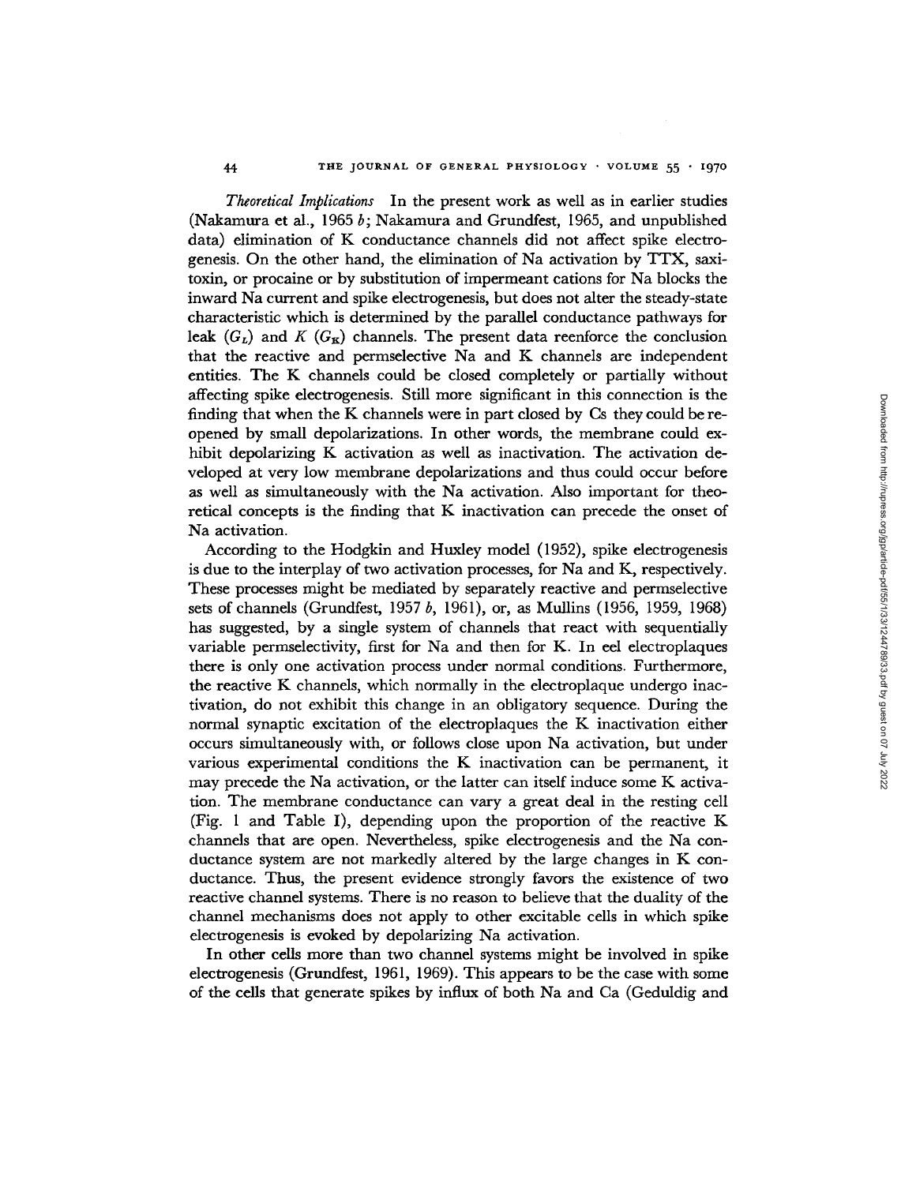*Theoretical Implications* In the present work as well as in earlier studies (Nakamura et al., 1965 *b*; Nakamura and Grundfest, 1965, and unpublished data) elimination of K conductance channels did not affect spike electrogenesis. On the other hand, the elimination of Na activation by TTX, saxitoxin, or procaine or by substitution of impermeant cations for Na blocks the inward Na current and spike electrogenesis, but does not alter the steady-state characteristic which is determined by the parallel conductance pathways for leak ($G_L$) and *K* ($G_K$) channels. The present data reenforce the conclusion that the reactive and permselective Na and K channels are independent entities. The K channels could be closed completely or partially without affecting spike electrogenesis. Still more significant in this connection is the finding that when the K channels were in part closed by Cs they could be reopened by small depolarizations. In other words, the membrane could exhibit depolarizing K activation as well as inactivation. The activation developed at very low membrane depolarizations and thus could occur before as well as simultaneously with the Na activation. Also important for theoretical concepts is the finding that K inactivation can precede the onset of Na activation.

According to the Hodgkin and Huxley model (1952), spike electrogenesis is due to the interplay of two activation processes, for Na and K, respectively. These processes might be mediated by separately reactive and permselective sets of channels (Grundfest, 1957 *b*, 1961), or, as Mullins (1956, 1959, 1968) has suggested, by a single system of channels that react with sequentially variable permselectivity, first for Na and then for K. In eel electroplaques there is only one activation process under normal conditions. Furthermore, the reactive K channels, which normally in the electroplaque undergo inactivation, do not exhibit this change in an obligatory sequence. During the normal synaptic excitation of the electroplaques the K inactivation either occurs simultaneously with, or follows close upon Na activation, but under various experimental conditions the K inactivation can be permanent, it may precede the Na activation, or the latter can itself induce some K activation. The membrane conductance can vary a great deal in the resting cell (Fig. 1 and Table I), depending upon the proportion of the reactive K channels that are open. Nevertheless, spike electrogenesis and the Na conductance system are not markedly altered by the large changes in K conductance. Thus, the present evidence strongly favors the existence of two reactive channel systems. There is no reason to believe that the duality of the channel mechanisms does not apply to other excitable cells in which spike electrogenesis is evoked by depolarizing Na activation.

In other cells more than two channel systems might be involved in spike electrogenesis (Grundfest, 1961, 1969). This appears to be the case with some of the cells that generate spikes by influx of both Na and Ca (Geduldig and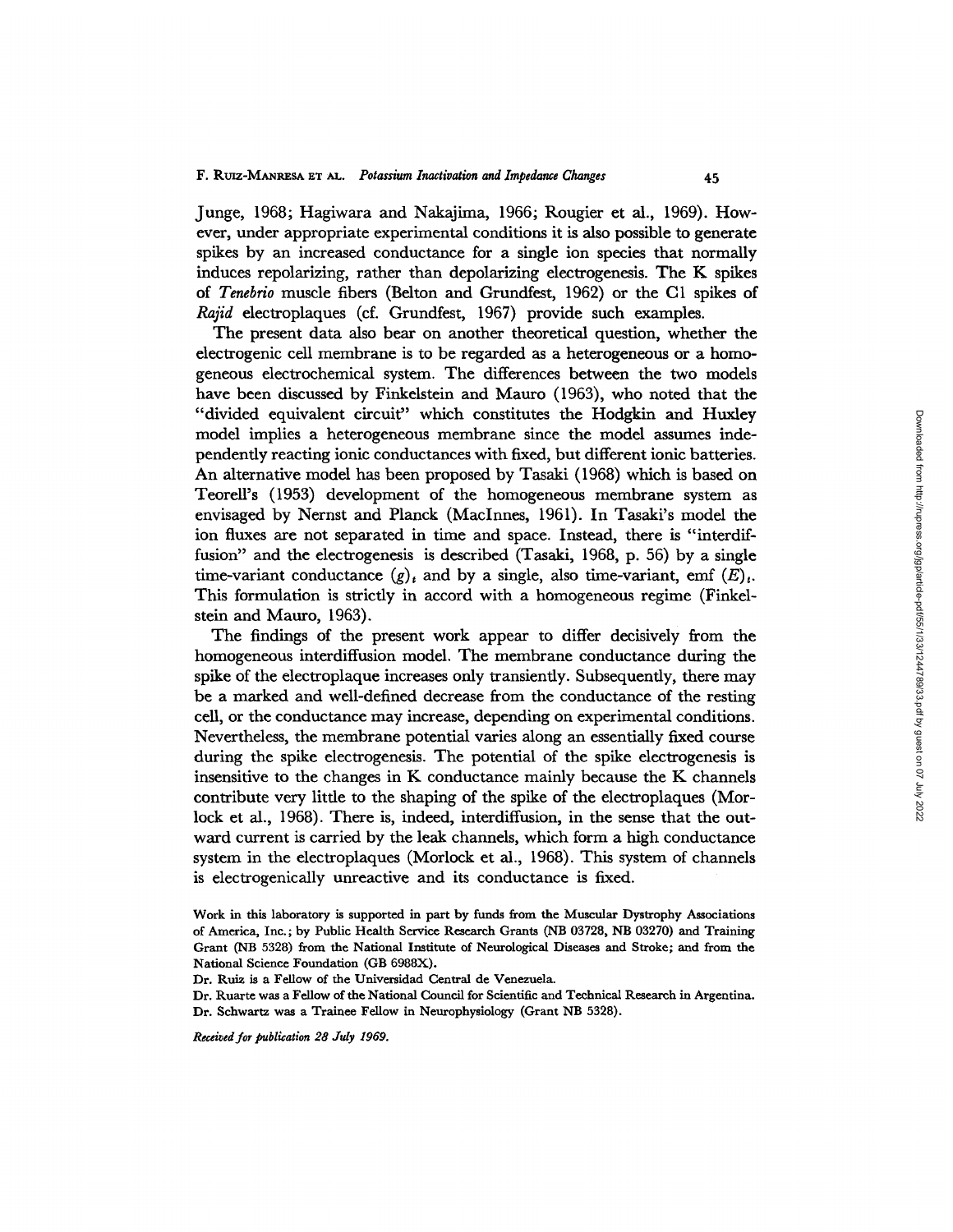Junge, 1968; Hagiwara and Nakajima, 1966; Rougier et al., 1969). However, under appropriate experimental conditions it is also possible to generate spikes by an increased conductance for a single ion species that normally induces repolarizing, rather than depolarizing electrogenesis. The K spikes of *Tenebrio* muscle fibers (Belton and Grundfest, 1962) or the Cl spikes of *Rajid* electroplaques (cf. Grundfest, 1967) provide such examples.

The present data also bear on another theoretical question, whether the electrogenic cell membrane is to be regarded as a heterogeneous or a homogeneous electrochemical system. The differences between the two models have been discussed by Finkelstein and Mauro (1963), who noted that the "divided equivalent circuit" which constitutes the Hodgkin and Huxley model implies a heterogeneous membrane since the model assumes independently reacting ionic conductances with fixed, but different ionic batteries. An alternative model has been proposed by Tasaki (1968) which is based on Teorell's (1953) development of the homogeneous membrane system as envisaged by Nernst and Planck (MacInnes, 1961). In Tasaki's model the ion fluxes are not separated in time and space. Instead, there is "interdiffusion" and the electrogenesis is described (Tasaki, 1968, p. 56) by a single time-variant conductance $(g)_t$ and by a single, also time-variant, emf $(E)_t$. This formulation is strictly in accord with a homogeneous regime (Finkelstein and Mauro, 1963).

The findings of the present work appear to differ decisively from the homogeneous interdiffusion model. The membrane conductance during the spike of the electroplaque increases only transiently. Subsequently, there may be a marked and well-defined decrease from the conductance of the resting cell, or the conductance may increase, depending on experimental conditions. Nevertheless, the membrane potential varies along an essentially fixed course during the spike electrogenesis. The potential of the spike electrogenesis is insensitive to the changes in K conductance mainly because the K channels contribute very little to the shaping of the spike of the electroplaques (Morlock et al., 1968). There is, indeed, interdiffusion, in the sense that the outward current is carried by the leak channels, which form a high conductance system in the electroplaques (Morlock et al., 1968). This system of channels is electrogenically unreactive and its conductance is fixed.

Work in this laboratory is supported in part by funds from the Muscular Dystrophy Associations of America, Inc.; by Public Health Service Research Grants (NB 03728, NB 03270) and Training Grant (NB 5328) from the National Institute of Neurological Diseases and Stroke; and from the National Science Foundation (GB 6988X).

Dr. Ruiz is a Fellow of the Universidad Central de Venezuela.

Dr. Ruarte was a Fellow of the National Council for Scientific and Technical Research in Argentina.

Dr. Schwartz was a Trainee Fellow in Neurophysiology (Grant NB 5328).

*Received for publication 28 July 1969.*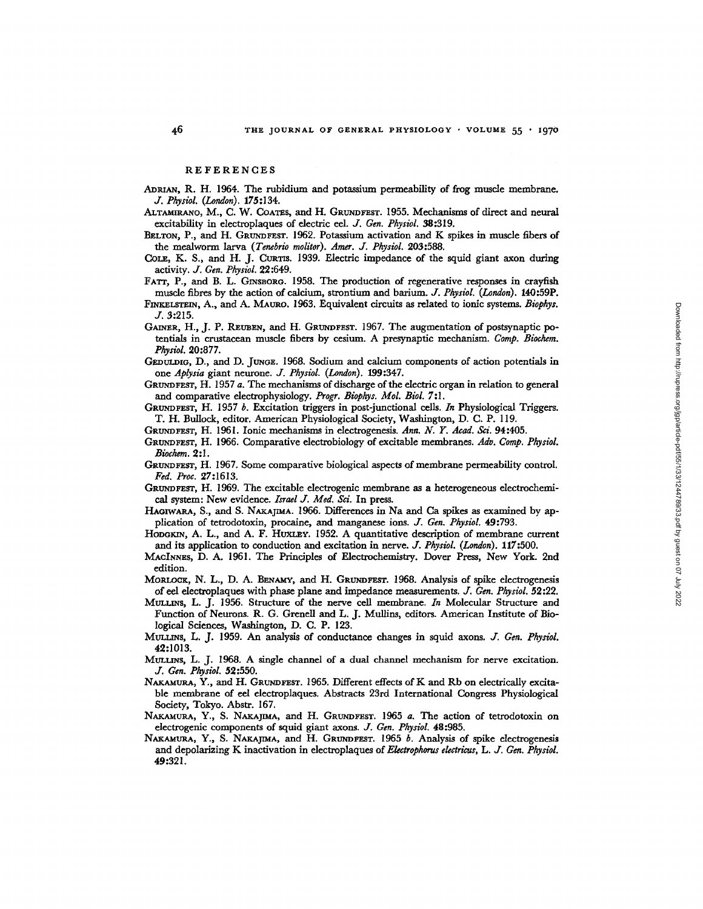## REFERENCES

Adrian, R. H. 1964. The rubidium and potassium permeability of frog muscle membrane. *J. Physiol. (London).* **175**:134.

Altamirano, M., C. W. Coates, and H. Grundfest. 1955. Mechanisms of direct and neural excitability in electroplaques of electric eel. *J. Gen. Physiol.* **38**:319.

Belton, P., and H. Grundfest. 1962. Potassium activation and K spikes in muscle fibers of the mealworm larva (*Tenebrio molitor*). *Amer. J. Physiol.* **203**:588.

Cole, K. S., and H. J. Curtis. 1939. Electric impedance of the squid giant axon during activity. *J. Gen. Physiol.* **22**:649.

Fatt, P., and B. L. Ginsborg. 1958. The production of regenerative responses in crayfish muscle fibres by the action of calcium, strontium and barium. *J. Physiol. (London).* **140**:59P.

Finkelstein, A., and A. Mauro. 1963. Equivalent circuits as related to ionic systems. *Biophys. J.* **3**:215.

Gainer, H., J. P. Reuben, and H. Grundfest. 1967. The augmentation of postsynaptic potentials in crustacean muscle fibers by cesium. A presynaptic mechanism. *Comp. Biochem. Physiol.* **20**:877.

Geduldig, D., and D. Junge. 1968. Sodium and calcium components of action potentials in one *Aplysia* giant neurone. *J. Physiol. (London).* **199**:347.

Grundfest, H. 1957 *a*. The mechanisms of discharge of the electric organ in relation to general and comparative electrophysiology. *Progr. Biophys. Mol. Biol.* **7**:1.

Grundfest, H. 1957 *b*. Excitation triggers in post-junctional cells. *In* Physiological Triggers. T. H. Bullock, editor. American Physiological Society, Washington, D. C. P. 119.

Grundfest, H. 1961. Ionic mechanisms in electrogenesis. *Ann. N. Y. Acad. Sci.* **94**:405.

Grundfest, H. 1966. Comparative electrobiology of excitable membranes. *Adv. Comp. Physiol. Biochem.* **2**:1.

Grundfest, H. 1967. Some comparative biological aspects of membrane permeability control. *Fed. Proc.* **27**:1613.

Grundfest, H. 1969. The excitable electrogenic membrane as a heterogeneous electrochemical system: New evidence. *Israel J. Med. Sci.* In press.

Hagiwara, S., and S. Nakajima. 1966. Differences in Na and Ca spikes as examined by application of tetrodotoxin, procaine, and manganese ions. *J. Gen. Physiol.* **49**:793.

Hodgkin, A. L., and A. F. Huxley. 1952. A quantitative description of membrane current and its application to conduction and excitation in nerve. *J. Physiol. (London).* **117**:500.

MacInnes, D. A. 1961. The Principles of Electrochemistry. Dover Press, New York. 2nd edition.

Morlock, N. L., D. A. Benamy, and H. Grundfest. 1968. Analysis of spike electrogenesis of eel electroplaques with phase plane and impedance measurements. *J. Gen. Physiol.* **52**:22.

Mullins, L. J. 1956. Structure of the nerve cell membrane. *In* Molecular Structure and Function of Neurons. R. G. Grenell and L. J. Mullins, editors. American Institute of Biological Sciences, Washington, D. C. P. 123.

Mullins, L. J. 1959. An analysis of conductance changes in squid axons. *J. Gen. Physiol.* **42**:1013.

Mullins, L. J. 1968. A single channel of a dual channel mechanism for nerve excitation. *J. Gen. Physiol.* **52**:550.

Nakamura, Y., and H. Grundfest. 1965. Different effects of K and Rb on electrically excitable membrane of eel electroplaques. Abstracts 23rd International Congress Physiological Society, Tokyo. Abstr. 167.

Nakamura, Y., S. Nakajima, and H. Grundfest. 1965 *a*. The action of tetrodotoxin on electrogenic components of squid giant axons. *J. Gen. Physiol.* **48**:985.

Nakamura, Y., S. Nakajima, and H. Grundfest. 1965 *b*. Analysis of spike electrogenesis and depolarizing K inactivation in electroplaques of *Electrophorus electricus*, L. *J. Gen. Physiol.* **49**:321.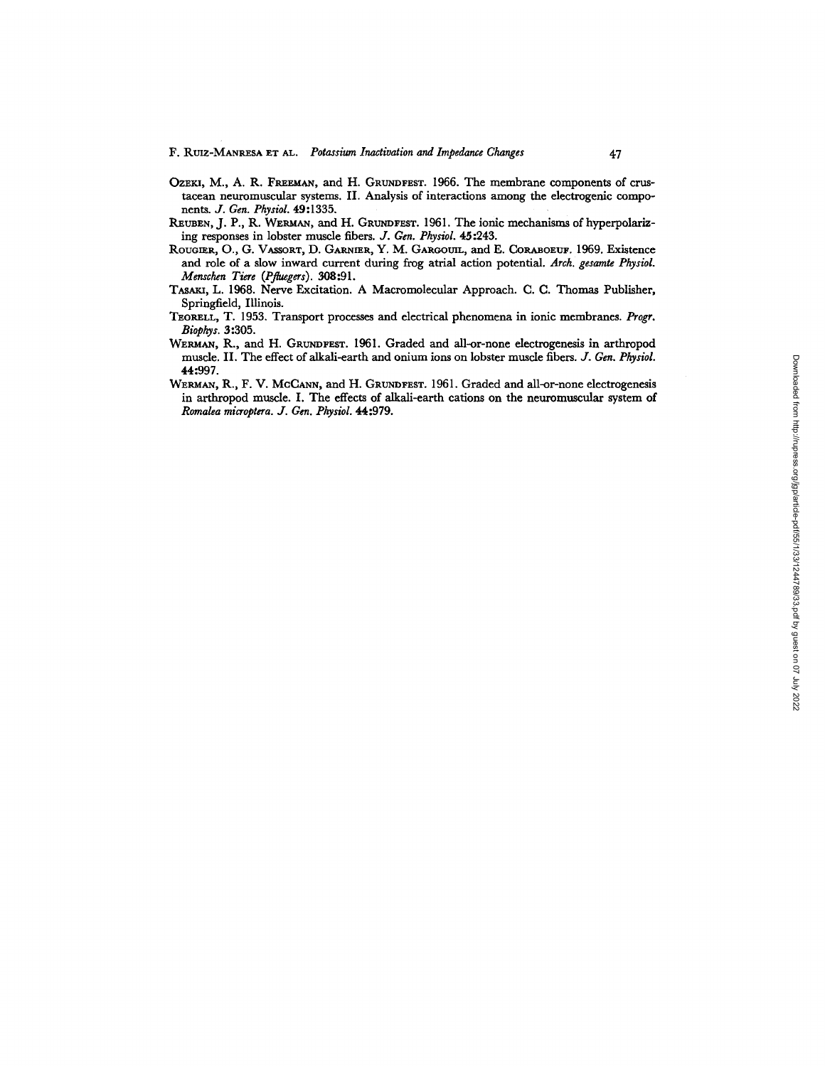OZEKI, M., A. R. FREEMAN, and H. GRUNDFEST. 1966. The membrane components of crustacean neuromuscular systems. II. Analysis of interactions among the electrogenic components. *J. Gen. Physiol.* **49**:1335.

REUBEN, J. P., R. WERMAN, and H. GRUNDFEST. 1961. The ionic mechanisms of hyperpolarizing responses in lobster muscle fibers. *J. Gen. Physiol.* **45**:243.

ROUGIER, O., G. VASSORT, D. GARNIER, Y. M. GARGOUIL, and E. CORABOEUF. 1969. Existence and role of a slow inward current during frog atrial action potential. *Arch. gesamte Physiol. Menschen Tiere (Pfluegers).* **308**:91.

TASAKI, L. 1968. Nerve Excitation. A Macromolecular Approach. C. C. Thomas Publisher, Springfield, Illinois.

TEORELL, T. 1953. Transport processes and electrical phenomena in ionic membranes. *Progr. Biophys.* **3**:305.

WERMAN, R., and H. GRUNDFEST. 1961. Graded and all-or-none electrogenesis in arthropod muscle. II. The effect of alkali-earth and onium ions on lobster muscle fibers. *J. Gen. Physiol.* **44**:997.

WERMAN, R., F. V. MCCANN, and H. GRUNDFEST. 1961. Graded and all-or-none electrogenesis in arthropod muscle. I. The effects of alkali-earth cations on the neuromuscular system of *Romalea microptera*. *J. Gen. Physiol.* **44**:979.